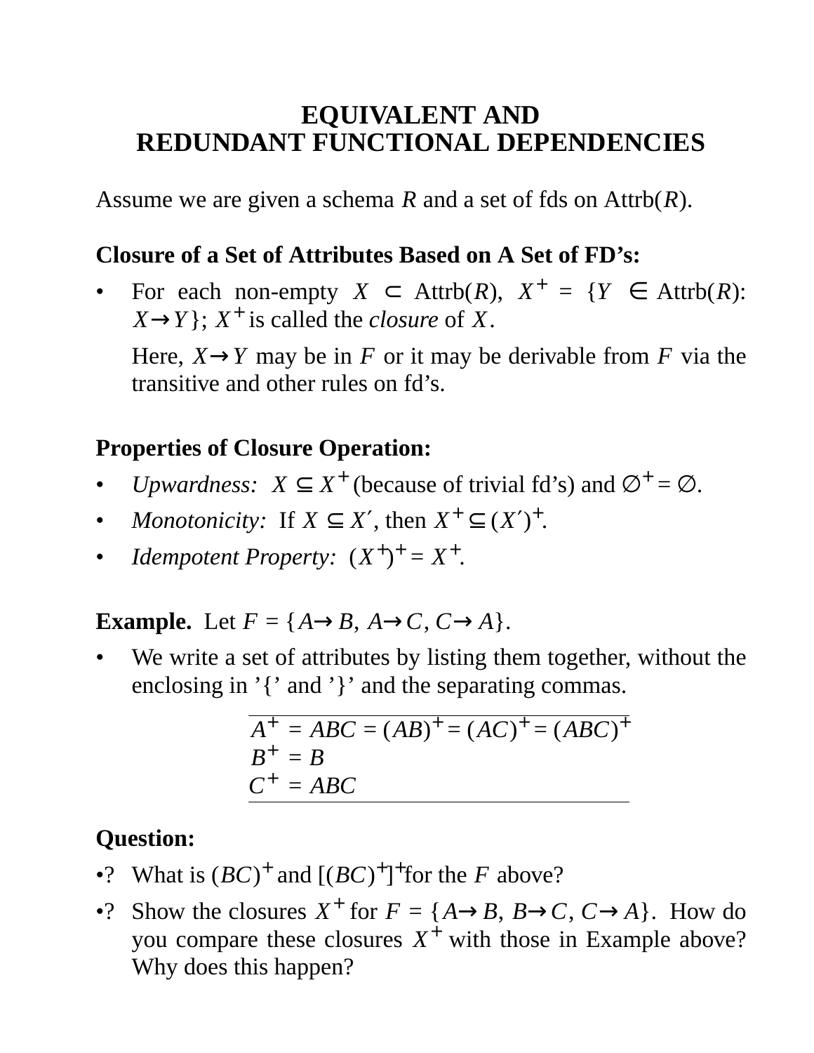# EQUIVALENT AND REDUNDANT FUNCTIONAL DEPENDENCIES

Assume we are given a schema $R$ and a set of fds on Attrb($R$).

**Closure of a Set of Attributes Based on A Set of FD's:**

- For each non-empty $X \subset$ Attrb($R$), $X^+ = \{Y \in$ Attrb($R$): $X \rightarrow Y\}$; $X^+$ is called the *closure* of $X$.

  Here, $X \rightarrow Y$ may be in $F$ or it may be derivable from $F$ via the transitive and other rules on fd's.

**Properties of Closure Operation:**

- *Upwardness:* $X \subseteq X^+$ (because of trivial fd's) and $\emptyset^+ = \emptyset$.
- *Monotonicity:* If $X \subseteq X'$, then $X^+ \subseteq (X')^+$.
- *Idempotent Property:* $(X^+)^+ = X^+$.

**Example.** Let $F = \{A \rightarrow B,\ A \rightarrow C,\ C \rightarrow A\}$.

- We write a set of attributes by listing them together, without the enclosing in '{' and '}' and the separating commas.

$$A^+ = ABC = (AB)^+ = (AC)^+ = (ABC)^+$$
$$B^+ = B$$
$$C^+ = ABC$$

**Question:**

•? What is $(BC)^+$ and $[(BC)^+]^+$ for the $F$ above?

•? Show the closures $X^+$ for $F = \{A \rightarrow B,\ B \rightarrow C,\ C \rightarrow A\}$. How do you compare these closures $X^+$ with those in Example above? Why does this happen?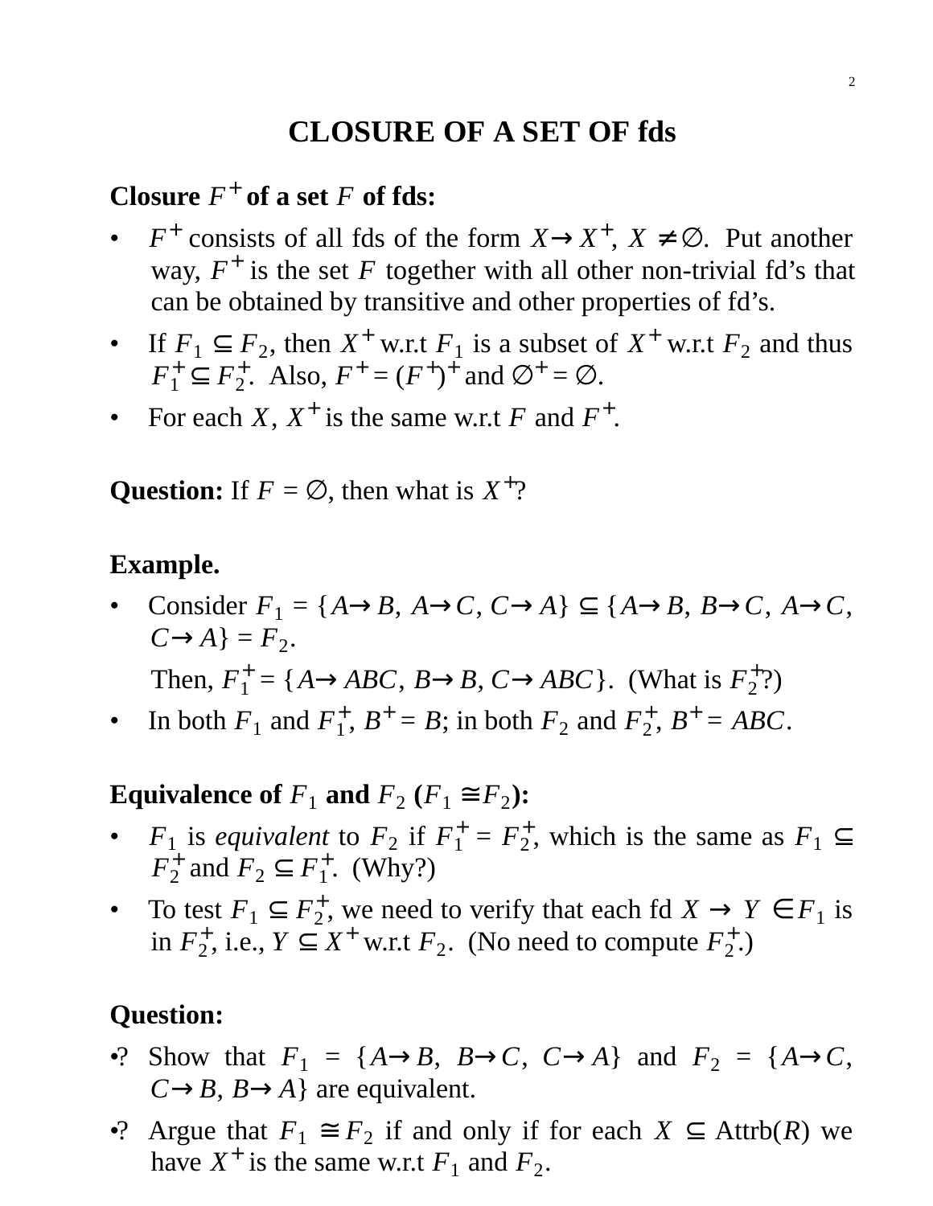# CLOSURE OF A SET OF fds

**Closure $F^+$ of a set $F$ of fds:**

- $F^+$ consists of all fds of the form $X \rightarrow X^+$, $X \neq \emptyset$. Put another way, $F^+$ is the set $F$ together with all other non-trivial fd's that can be obtained by transitive and other properties of fd's.
- If $F_1 \subseteq F_2$, then $X^+$ w.r.t $F_1$ is a subset of $X^+$ w.r.t $F_2$ and thus $F_1^+ \subseteq F_2^+$. Also, $F^+ = (F^+)^+$ and $\emptyset^+ = \emptyset$.
- For each $X$, $X^+$ is the same w.r.t $F$ and $F^+$.

**Question:** If $F = \emptyset$, then what is $X^+$?

**Example.**

- Consider $F_1 = \{A \rightarrow B,\ A \rightarrow C,\ C \rightarrow A\} \subseteq \{A \rightarrow B,\ B \rightarrow C,\ A \rightarrow C,\ C \rightarrow A\} = F_2$.

  Then, $F_1^+ = \{A \rightarrow ABC,\ B \rightarrow B,\ C \rightarrow ABC\}$. (What is $F_2^+$?)
- In both $F_1$ and $F_1^+$, $B^+ = B$; in both $F_2$ and $F_2^+$, $B^+ = ABC$.

**Equivalence of $F_1$ and $F_2$ ($F_1 \cong F_2$):**

- $F_1$ is *equivalent* to $F_2$ if $F_1^+ = F_2^+$, which is the same as $F_1 \subseteq F_2^+$ and $F_2 \subseteq F_1^+$. (Why?)
- To test $F_1 \subseteq F_2^+$, we need to verify that each fd $X \rightarrow Y \in F_1$ is in $F_2^+$, i.e., $Y \subseteq X^+$ w.r.t $F_2$. (No need to compute $F_2^+$.)

**Question:**

- ? Show that $F_1 = \{A \rightarrow B,\ B \rightarrow C,\ C \rightarrow A\}$ and $F_2 = \{A \rightarrow C,\ C \rightarrow B,\ B \rightarrow A\}$ are equivalent.
- ? Argue that $F_1 \cong F_2$ if and only if for each $X \subseteq$ Attrb($R$) we have $X^+$ is the same w.r.t $F_1$ and $F_2$.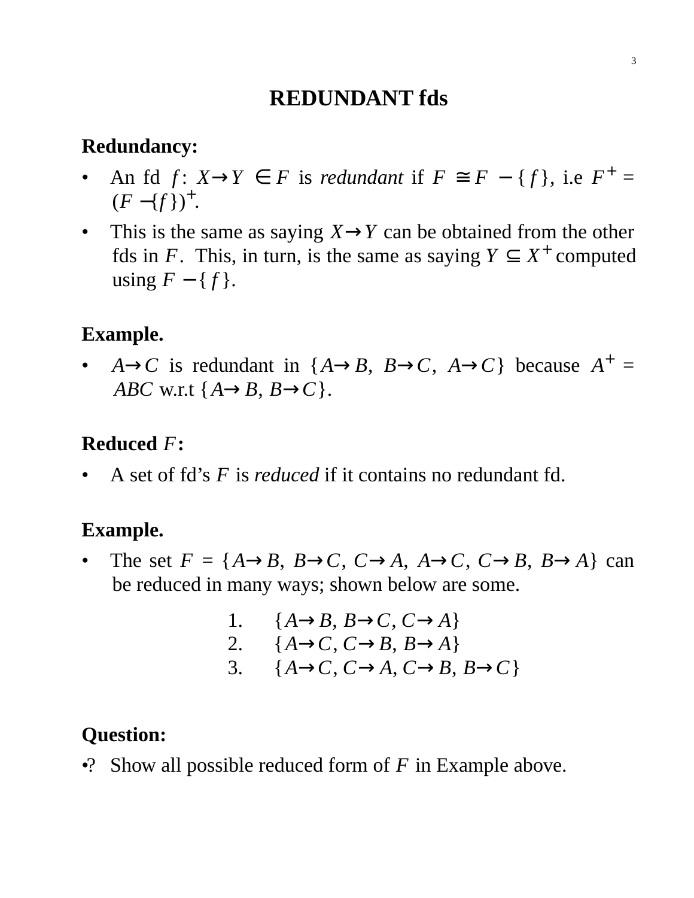# REDUNDANT fds

**Redundancy:**

- An fd $f$: $X \rightarrow Y \in F$ is *redundant* if $F \cong F - \{f\}$, i.e $F^{+} = (F - \{f\})^{+}$.
- This is the same as saying $X \rightarrow Y$ can be obtained from the other fds in $F$. This, in turn, is the same as saying $Y \subseteq X^{+}$ computed using $F - \{f\}$.

**Example.**

- $A \rightarrow C$ is redundant in $\{A \rightarrow B,\ B \rightarrow C,\ A \rightarrow C\}$ because $A^{+} = ABC$ w.r.t $\{A \rightarrow B, B \rightarrow C\}$.

**Reduced $F$:**

- A set of fd's $F$ is *reduced* if it contains no redundant fd.

**Example.**

- The set $F = \{A \rightarrow B,\ B \rightarrow C,\ C \rightarrow A,\ A \rightarrow C,\ C \rightarrow B,\ B \rightarrow A\}$ can be reduced in many ways; shown below are some.

  1. $\{A \rightarrow B, B \rightarrow C, C \rightarrow A\}$
  2. $\{A \rightarrow C, C \rightarrow B, B \rightarrow A\}$
  3. $\{A \rightarrow C, C \rightarrow A, C \rightarrow B, B \rightarrow C\}$

**Question:**

- ? Show all possible reduced form of $F$ in Example above.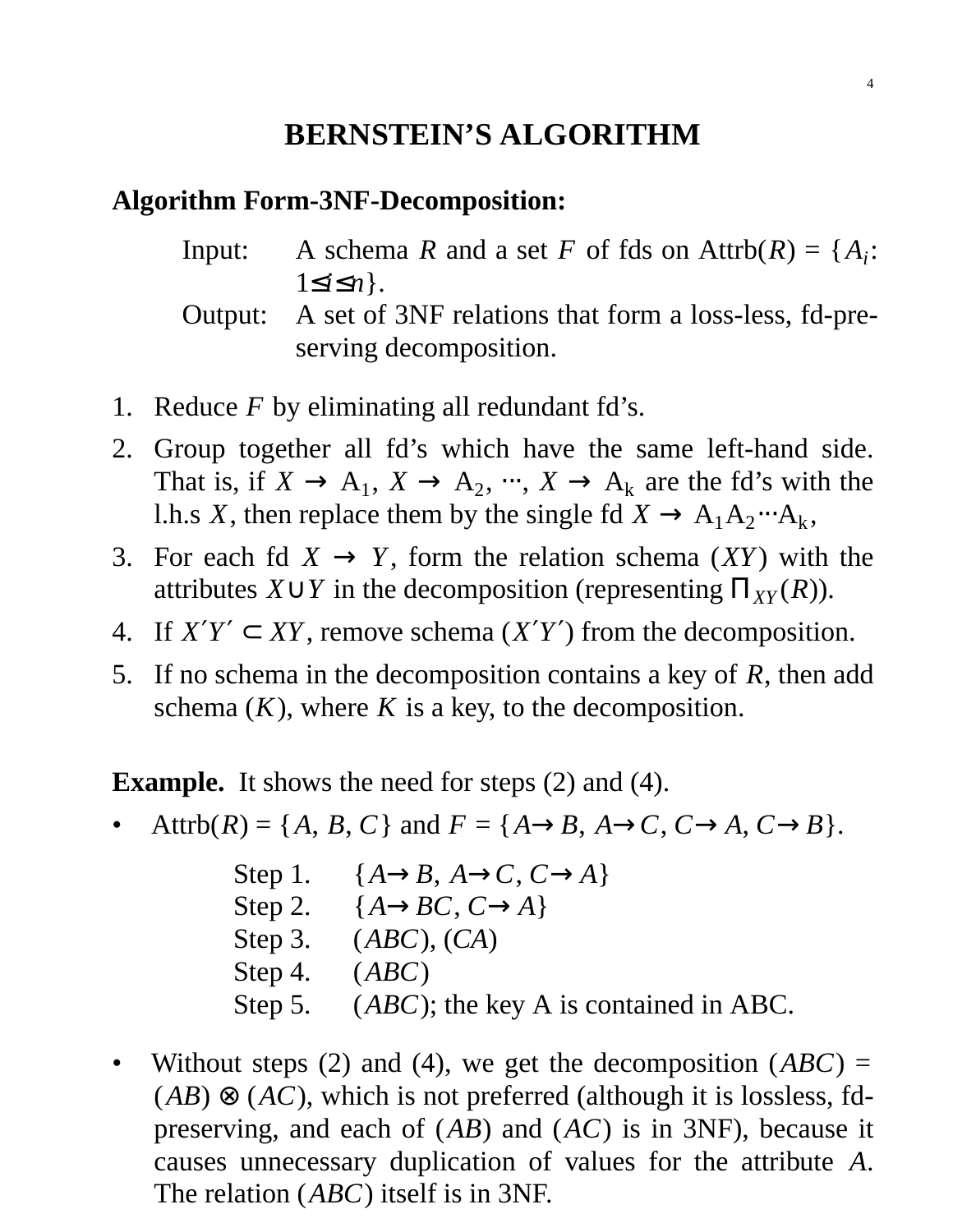# BERNSTEIN'S ALGORITHM

**Algorithm Form-3NF-Decomposition:**

Input: A schema $R$ and a set $F$ of fds on Attrb($R$) = $\{A_i: 1 \leq i \leq n\}$.
Output: A set of 3NF relations that form a loss-less, fd-preserving decomposition.

1. Reduce $F$ by eliminating all redundant fd's.
2. Group together all fd's which have the same left-hand side. That is, if $X \rightarrow A_1$, $X \rightarrow A_2$, ⋯, $X \rightarrow A_k$ are the fd's with the l.h.s $X$, then replace them by the single fd $X \rightarrow A_1A_2 \cdots A_k$,
3. For each fd $X \rightarrow Y$, form the relation schema ($XY$) with the attributes $X \cup Y$ in the decomposition (representing $\Pi_{XY}(R)$).
4. If $X'Y' \subset XY$, remove schema ($X'Y'$) from the decomposition.
5. If no schema in the decomposition contains a key of $R$, then add schema ($K$), where $K$ is a key, to the decomposition.

**Example.** It shows the need for steps (2) and (4).

- Attrb($R$) = $\{A, B, C\}$ and $F = \{A \rightarrow B, A \rightarrow C, C \rightarrow A, C \rightarrow B\}$.

  Step 1. $\{A \rightarrow B, A \rightarrow C, C \rightarrow A\}$
  Step 2. $\{A \rightarrow BC, C \rightarrow A\}$
  Step 3. ($ABC$), ($CA$)
  Step 4. ($ABC$)
  Step 5. ($ABC$); the key A is contained in ABC.

- Without steps (2) and (4), we get the decomposition ($ABC$) = ($AB$) ⊗ ($AC$), which is not preferred (although it is lossless, fd-preserving, and each of ($AB$) and ($AC$) is in 3NF), because it causes unnecessary duplication of values for the attribute $A$. The relation ($ABC$) itself is in 3NF.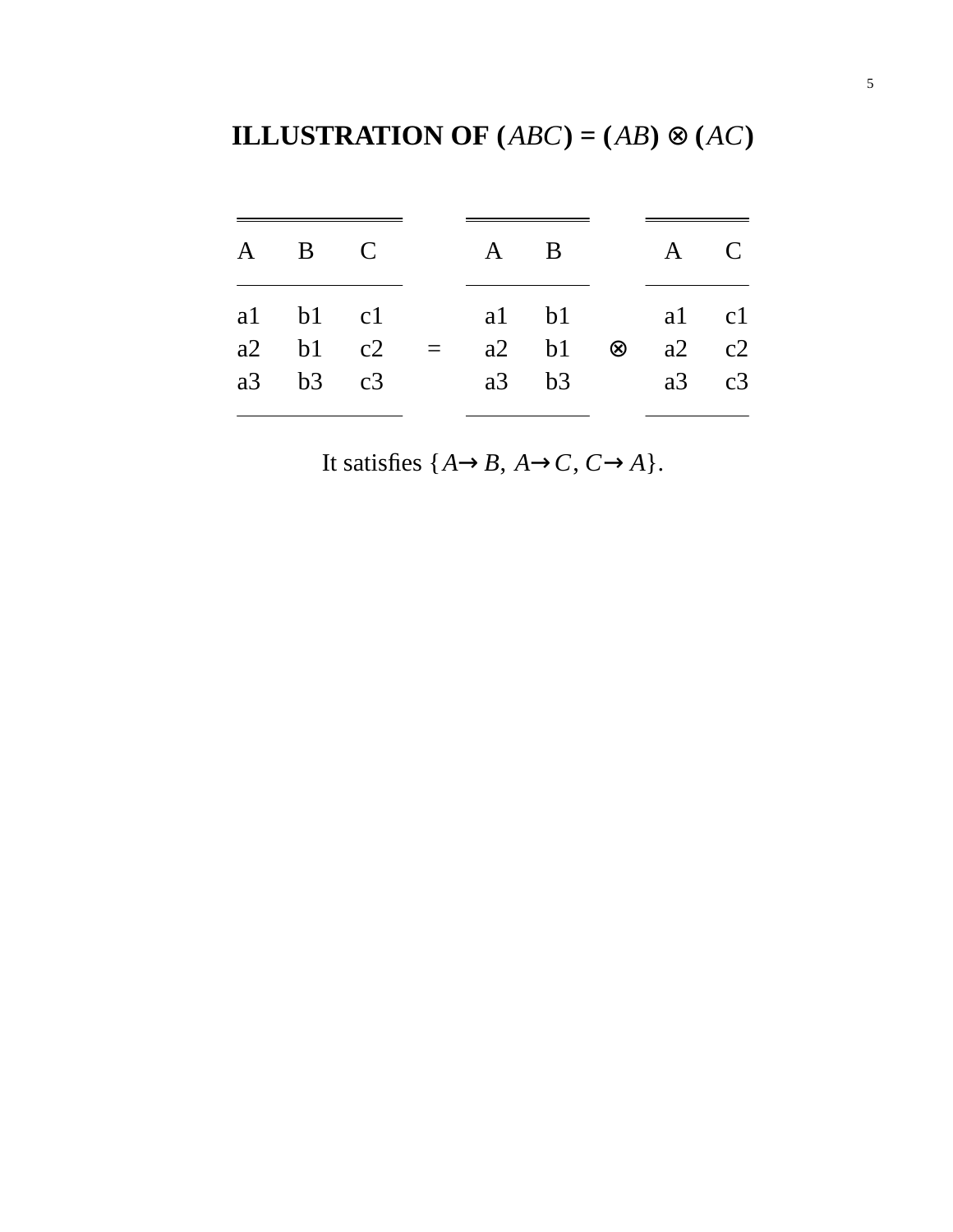# ILLUSTRATION OF ($ABC$) = ($AB$) ⊗ ($AC$)

| A | B | C | | A | B | | A | C |
|---|---|---|---|---|---|---|---|---|
| a1 | b1 | c1 | | a1 | b1 | | a1 | c1 |
| a2 | b1 | c2 | = | a2 | b1 | ⊗ | a2 | c2 |
| a3 | b3 | c3 | | a3 | b3 | | a3 | c3 |

It satisfies $\{A \rightarrow B,\ A \rightarrow C,\ C \rightarrow A\}$.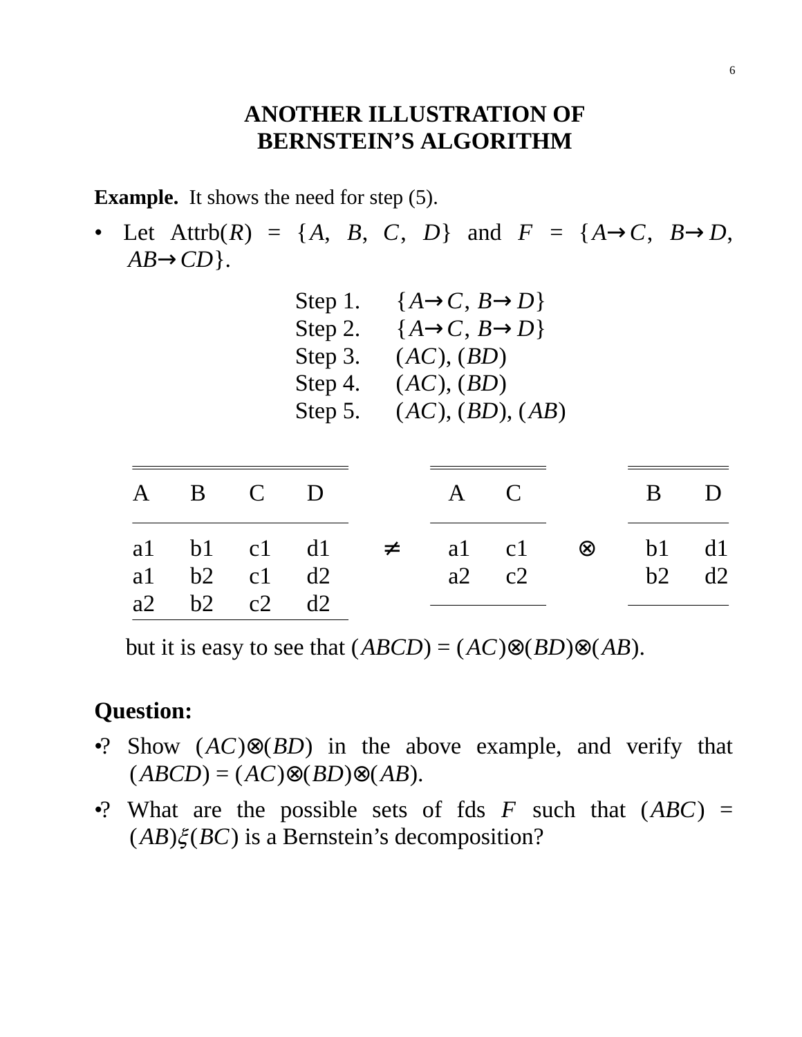# ANOTHER ILLUSTRATION OF BERNSTEIN'S ALGORITHM

**Example.** It shows the need for step (5).

- Let Attrb($R$) = $\{A, B, C, D\}$ and $F = \{A \rightarrow C, B \rightarrow D, AB \rightarrow CD\}$.

| | |
|---|---|
| Step 1. | $\{A \rightarrow C, B \rightarrow D\}$ |
| Step 2. | $\{A \rightarrow C, B \rightarrow D\}$ |
| Step 3. | $(AC)$, $(BD)$ |
| Step 4. | $(AC)$, $(BD)$ |
| Step 5. | $(AC)$, $(BD)$, $(AB)$ |

| A | B | C | D |
|---|---|---|---|
| a1 | b1 | c1 | d1 |
| a1 | b2 | c1 | d2 |
| a2 | b2 | c2 | d2 |

$\neq$

| A | C |
|---|---|
| a1 | c1 |
| a2 | c2 |

$\otimes$

| B | D |
|---|---|
| b1 | d1 |
| b2 | d2 |

but it is easy to see that $(ABCD) = (AC) \otimes (BD) \otimes (AB)$.

**Question:**

- ? Show $(AC) \otimes (BD)$ in the above example, and verify that $(ABCD) = (AC) \otimes (BD) \otimes (AB)$.
- ? What are the possible sets of fds $F$ such that $(ABC) = (AB) \xi (BC)$ is a Bernstein's decomposition?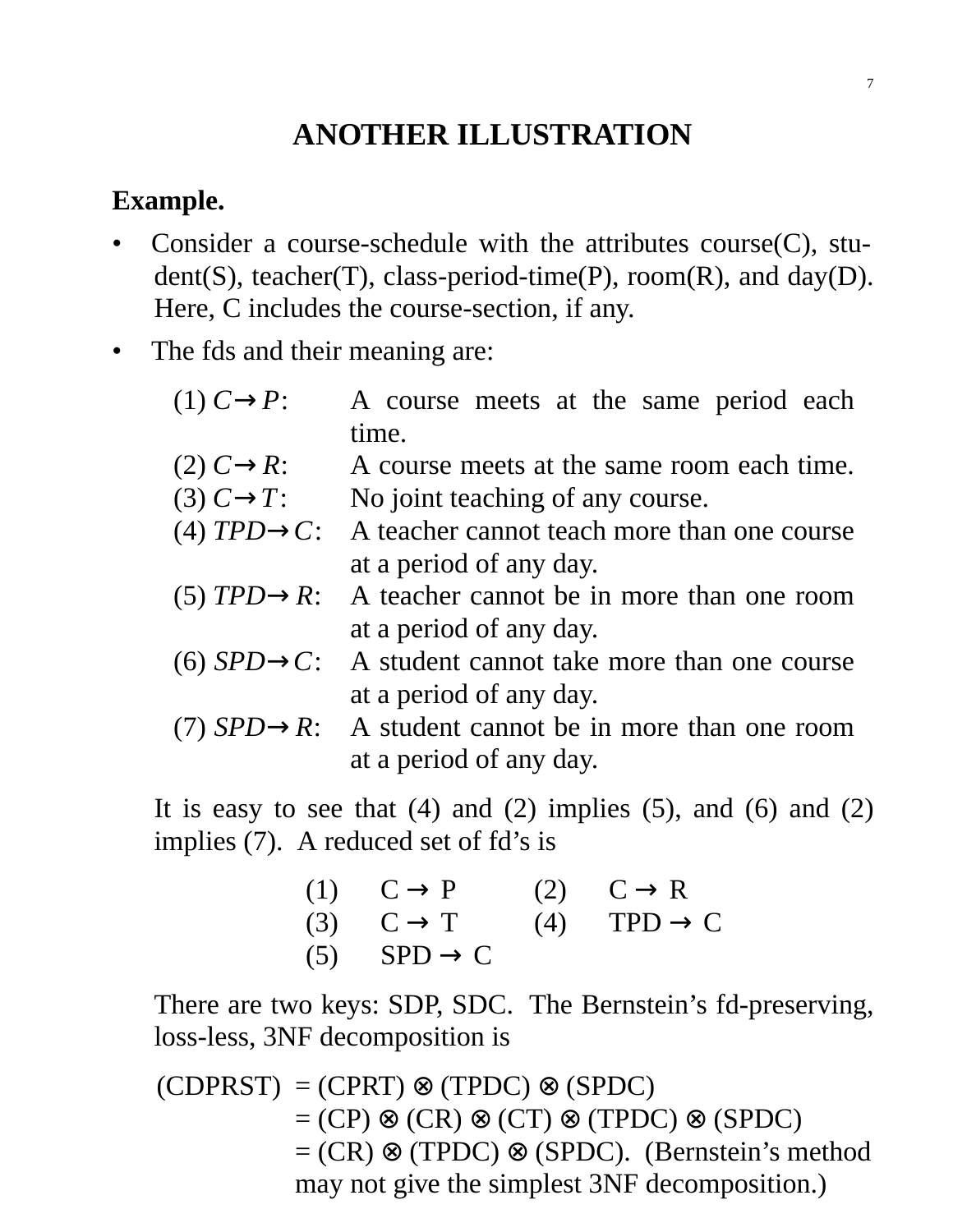# ANOTHER ILLUSTRATION

**Example.**

- Consider a course-schedule with the attributes course(C), student(S), teacher(T), class-period-time(P), room(R), and day(D). Here, C includes the course-section, if any.
- The fds and their meaning are:

| | |
|---|---|
| (1) $C \rightarrow P$: | A course meets at the same period each time. |
| (2) $C \rightarrow R$: | A course meets at the same room each time. |
| (3) $C \rightarrow T$: | No joint teaching of any course. |
| (4) $TPD \rightarrow C$: | A teacher cannot teach more than one course at a period of any day. |
| (5) $TPD \rightarrow R$: | A teacher cannot be in more than one room at a period of any day. |
| (6) $SPD \rightarrow C$: | A student cannot take more than one course at a period of any day. |
| (7) $SPD \rightarrow R$: | A student cannot be in more than one room at a period of any day. |

It is easy to see that (4) and (2) implies (5), and (6) and (2) implies (7). A reduced set of fd's is

| | | | |
|---|---|---|---|
| (1) | C → P | (2) | C → R |
| (3) | C → T | (4) | TPD → C |
| (5) | SPD → C | | |

There are two keys: SDP, SDC. The Bernstein's fd-preserving, loss-less, 3NF decomposition is

(CDPRST) = (CPRT) ⊗ (TPDC) ⊗ (SPDC)
= (CP) ⊗ (CR) ⊗ (CT) ⊗ (TPDC) ⊗ (SPDC)
= (CR) ⊗ (TPDC) ⊗ (SPDC). (Bernstein's method may not give the simplest 3NF decomposition.)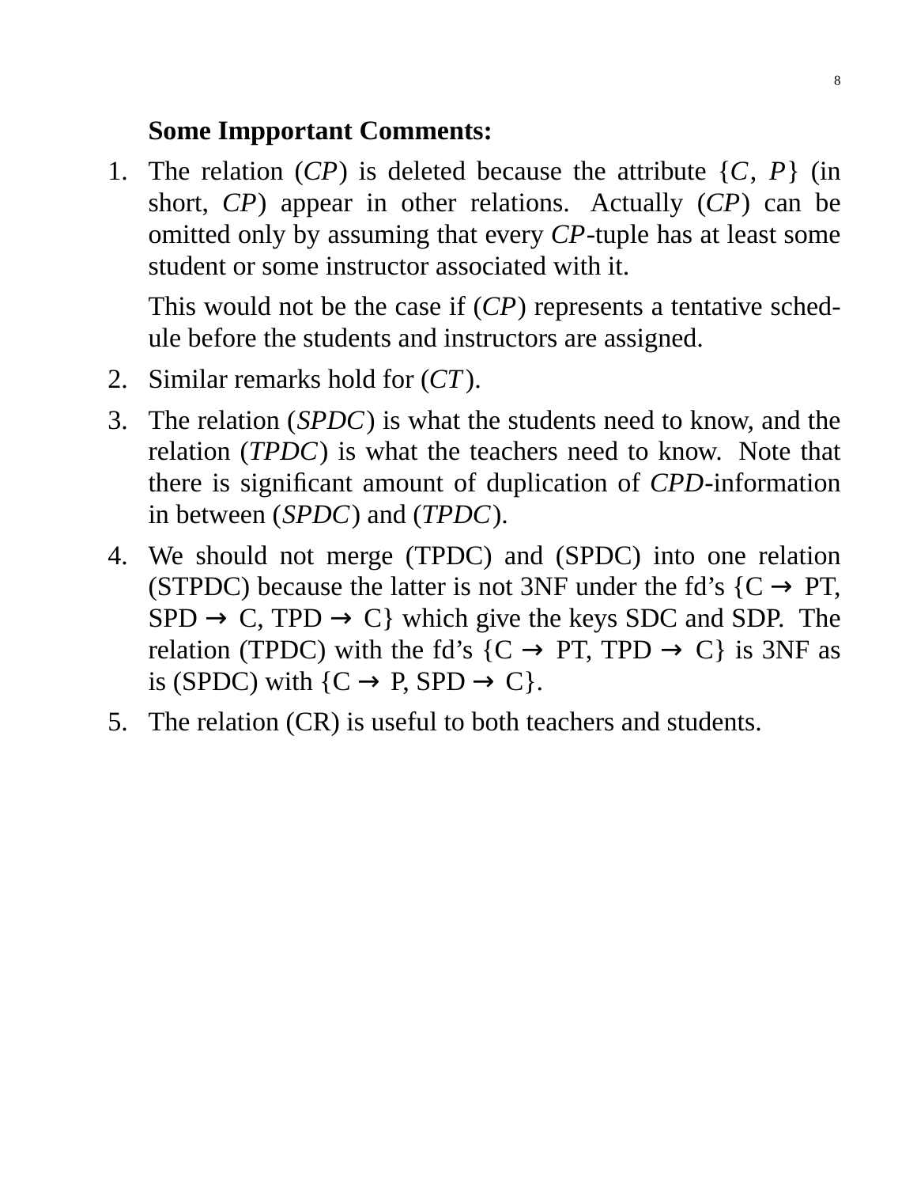**Some Impportant Comments:**

1. The relation (*CP*) is deleted because the attribute {*C*, *P*} (in short, *CP*) appear in other relations. Actually (*CP*) can be omitted only by assuming that every *CP*-tuple has at least some student or some instructor associated with it.

   This would not be the case if (*CP*) represents a tentative schedule before the students and instructors are assigned.

2. Similar remarks hold for (*CT*).

3. The relation (*SPDC*) is what the students need to know, and the relation (*TPDC*) is what the teachers need to know. Note that there is significant amount of duplication of *CPD*-information in between (*SPDC*) and (*TPDC*).

4. We should not merge (TPDC) and (SPDC) into one relation (STPDC) because the latter is not 3NF under the fd's {C → PT, SPD → C, TPD → C} which give the keys SDC and SDP. The relation (TPDC) with the fd's {C → PT, TPD → C} is 3NF as is (SPDC) with {C → P, SPD → C}.

5. The relation (CR) is useful to both teachers and students.